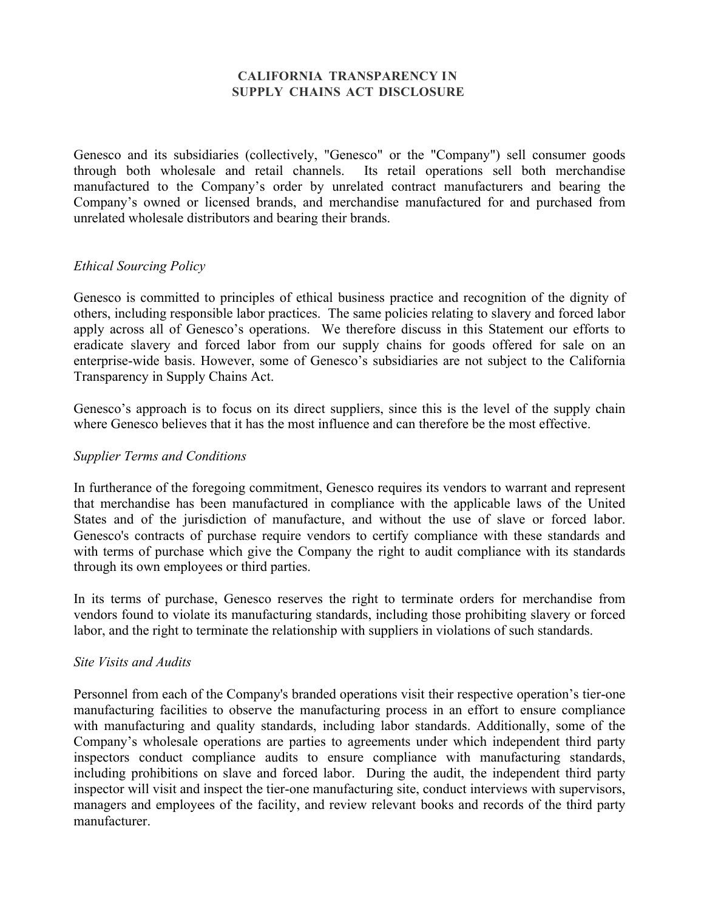# CALIFORNIA TRANSPARENCY IN SUPPLY CHAINS ACT DISCLOSURE

Genesco and its subsidiaries (collectively, "Genesco" or the "Company") sell consumer goods through both wholesale and retail channels. Its retail operations sell both merchandise manufactured to the Company's order by unrelated contract manufacturers and bearing the Company's owned or licensed brands, and merchandise manufactured for and purchased from unrelated wholesale distributors and bearing their brands.

*Ethical Sourcing Policy*

Genesco is committed to principles of ethical business practice and recognition of the dignity of others, including responsible labor practices. The same policies relating to slavery and forced labor apply across all of Genesco's operations. We therefore discuss in this Statement our efforts to eradicate slavery and forced labor from our supply chains for goods offered for sale on an enterprise-wide basis. However, some of Genesco's subsidiaries are not subject to the California Transparency in Supply Chains Act.

Genesco's approach is to focus on its direct suppliers, since this is the level of the supply chain where Genesco believes that it has the most influence and can therefore be the most effective.

*Supplier Terms and Conditions*

In furtherance of the foregoing commitment, Genesco requires its vendors to warrant and represent that merchandise has been manufactured in compliance with the applicable laws of the United States and of the jurisdiction of manufacture, and without the use of slave or forced labor. Genesco's contracts of purchase require vendors to certify compliance with these standards and with terms of purchase which give the Company the right to audit compliance with its standards through its own employees or third parties.

In its terms of purchase, Genesco reserves the right to terminate orders for merchandise from vendors found to violate its manufacturing standards, including those prohibiting slavery or forced labor, and the right to terminate the relationship with suppliers in violations of such standards.

*Site Visits and Audits*

Personnel from each of the Company's branded operations visit their respective operation's tier-one manufacturing facilities to observe the manufacturing process in an effort to ensure compliance with manufacturing and quality standards, including labor standards. Additionally, some of the Company's wholesale operations are parties to agreements under which independent third party inspectors conduct compliance audits to ensure compliance with manufacturing standards, including prohibitions on slave and forced labor. During the audit, the independent third party inspector will visit and inspect the tier-one manufacturing site, conduct interviews with supervisors, managers and employees of the facility, and review relevant books and records of the third party manufacturer.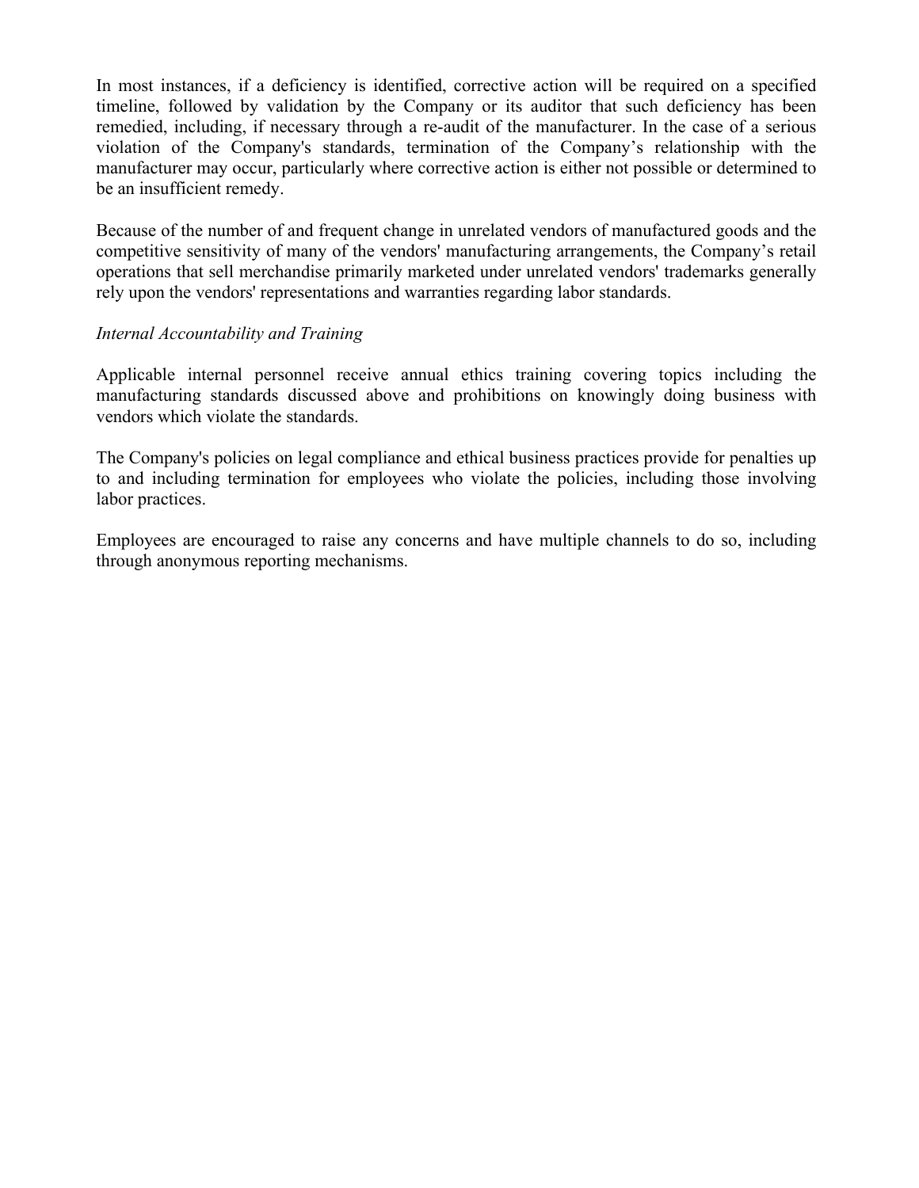In most instances, if a deficiency is identified, corrective action will be required on a specified timeline, followed by validation by the Company or its auditor that such deficiency has been remedied, including, if necessary through a re-audit of the manufacturer. In the case of a serious violation of the Company's standards, termination of the Company's relationship with the manufacturer may occur, particularly where corrective action is either not possible or determined to be an insufficient remedy.

Because of the number of and frequent change in unrelated vendors of manufactured goods and the competitive sensitivity of many of the vendors' manufacturing arrangements, the Company's retail operations that sell merchandise primarily marketed under unrelated vendors' trademarks generally rely upon the vendors' representations and warranties regarding labor standards.

*Internal Accountability and Training*

Applicable internal personnel receive annual ethics training covering topics including the manufacturing standards discussed above and prohibitions on knowingly doing business with vendors which violate the standards.

The Company's policies on legal compliance and ethical business practices provide for penalties up to and including termination for employees who violate the policies, including those involving labor practices.

Employees are encouraged to raise any concerns and have multiple channels to do so, including through anonymous reporting mechanisms.